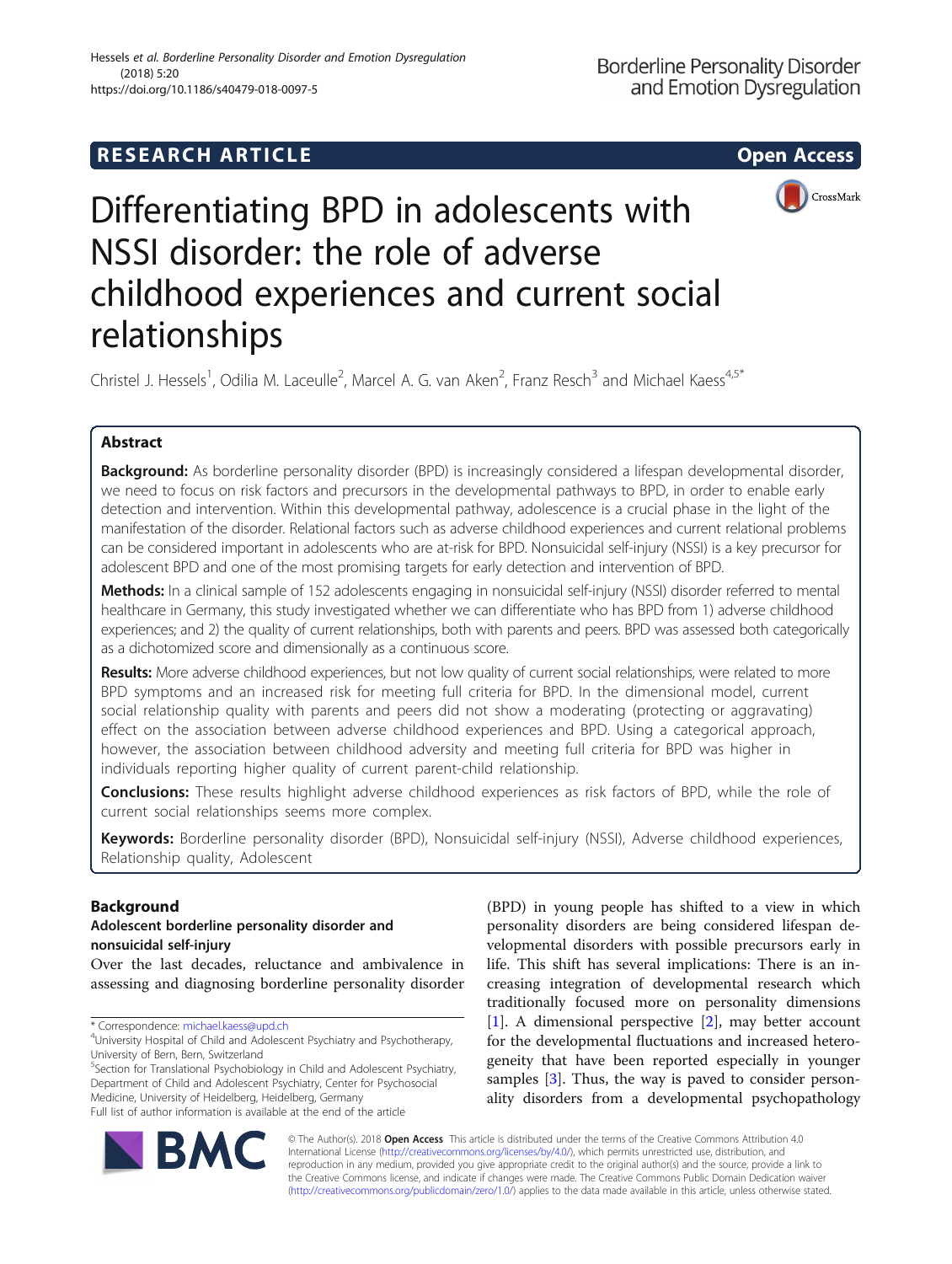RESEARCH ARTICLE

Open Access

# Differentiating BPD in adolescents with NSSI disorder: the role of adverse childhood experiences and current social relationships

Christel J. Hessels[1], Odilia M. Laceulle[2], Marcel A. G. van Aken[2], Franz Resch[3] and Michael Kaess[4,5*]

## Abstract

**Background:** As borderline personality disorder (BPD) is increasingly considered a lifespan developmental disorder, we need to focus on risk factors and precursors in the developmental pathways to BPD, in order to enable early detection and intervention. Within this developmental pathway, adolescence is a crucial phase in the light of the manifestation of the disorder. Relational factors such as adverse childhood experiences and current relational problems can be considered important in adolescents who are at-risk for BPD. Nonsuicidal self-injury (NSSI) is a key precursor for adolescent BPD and one of the most promising targets for early detection and intervention of BPD.

**Methods:** In a clinical sample of 152 adolescents engaging in nonsuicidal self-injury (NSSI) disorder referred to mental healthcare in Germany, this study investigated whether we can differentiate who has BPD from 1) adverse childhood experiences; and 2) the quality of current relationships, both with parents and peers. BPD was assessed both categorically as a dichotomized score and dimensionally as a continuous score.

**Results:** More adverse childhood experiences, but not low quality of current social relationships, were related to more BPD symptoms and an increased risk for meeting full criteria for BPD. In the dimensional model, current social relationship quality with parents and peers did not show a moderating (protecting or aggravating) effect on the association between adverse childhood experiences and BPD. Using a categorical approach, however, the association between childhood adversity and meeting full criteria for BPD was higher in individuals reporting higher quality of current parent-child relationship.

**Conclusions:** These results highlight adverse childhood experiences as risk factors of BPD, while the role of current social relationships seems more complex.

**Keywords:** Borderline personality disorder (BPD), Nonsuicidal self-injury (NSSI), Adverse childhood experiences, Relationship quality, Adolescent

## Background

### Adolescent borderline personality disorder and nonsuicidal self-injury

Over the last decades, reluctance and ambivalence in assessing and diagnosing borderline personality disorder (BPD) in young people has shifted to a view in which personality disorders are being considered lifespan developmental disorders with possible precursors early in life. This shift has several implications: There is an increasing integration of developmental research which traditionally focused more on personality dimensions [1]. A dimensional perspective [2], may better account for the developmental fluctuations and increased heterogeneity that have been reported especially in younger samples [3]. Thus, the way is paved to consider personality disorders from a developmental psychopathology

* Correspondence: michael.kaess@upd.ch
[4]University Hospital of Child and Adolescent Psychiatry and Psychotherapy, University of Bern, Bern, Switzerland
[5]Section for Translational Psychobiology in Child and Adolescent Psychiatry, Department of Child and Adolescent Psychiatry, Center for Psychosocial Medicine, University of Heidelberg, Heidelberg, Germany
Full list of author information is available at the end of the article

© The Author(s). 2018 **Open Access** This article is distributed under the terms of the Creative Commons Attribution 4.0 International License (http://creativecommons.org/licenses/by/4.0/), which permits unrestricted use, distribution, and reproduction in any medium, provided you give appropriate credit to the original author(s) and the source, provide a link to the Creative Commons license, and indicate if changes were made. The Creative Commons Public Domain Dedication waiver (http://creativecommons.org/publicdomain/zero/1.0/) applies to the data made available in this article, unless otherwise stated.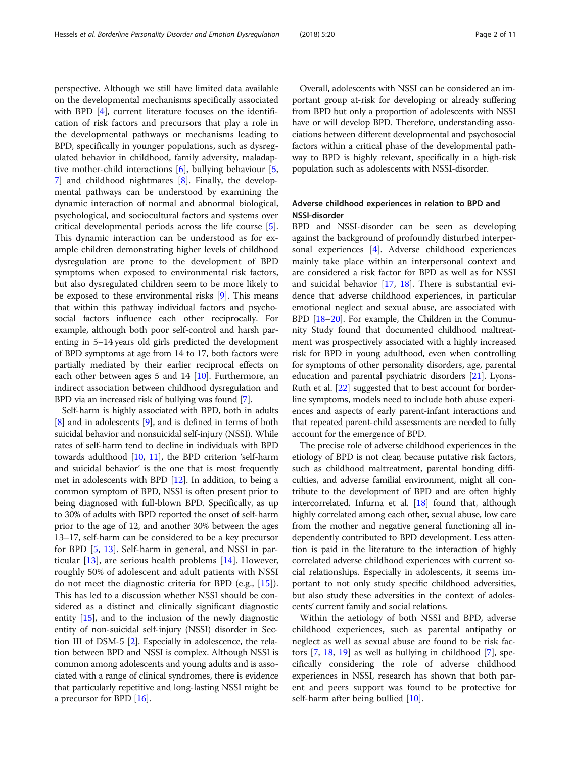perspective. Although we still have limited data available on the developmental mechanisms specifically associated with BPD [4], current literature focuses on the identification of risk factors and precursors that play a role in the developmental pathways or mechanisms leading to BPD, specifically in younger populations, such as dysregulated behavior in childhood, family adversity, maladaptive mother-child interactions [6], bullying behaviour [5, 7] and childhood nightmares [8]. Finally, the developmental pathways can be understood by examining the dynamic interaction of normal and abnormal biological, psychological, and sociocultural factors and systems over critical developmental periods across the life course [5]. This dynamic interaction can be understood as for example children demonstrating higher levels of childhood dysregulation are prone to the development of BPD symptoms when exposed to environmental risk factors, but also dysregulated children seem to be more likely to be exposed to these environmental risks [9]. This means that within this pathway individual factors and psychosocial factors influence each other reciprocally. For example, although both poor self-control and harsh parenting in 5–14 years old girls predicted the development of BPD symptoms at age from 14 to 17, both factors were partially mediated by their earlier reciprocal effects on each other between ages 5 and 14 [10]. Furthermore, an indirect association between childhood dysregulation and BPD via an increased risk of bullying was found [7].

Self-harm is highly associated with BPD, both in adults [8] and in adolescents [9], and is defined in terms of both suicidal behavior and nonsuicidal self-injury (NSSI). While rates of self-harm tend to decline in individuals with BPD towards adulthood [10, 11], the BPD criterion 'self-harm and suicidal behavior' is the one that is most frequently met in adolescents with BPD [12]. In addition, to being a common symptom of BPD, NSSI is often present prior to being diagnosed with full-blown BPD. Specifically, as up to 30% of adults with BPD reported the onset of self-harm prior to the age of 12, and another 30% between the ages 13–17, self-harm can be considered to be a key precursor for BPD [5, 13]. Self-harm in general, and NSSI in particular [13], are serious health problems [14]. However, roughly 50% of adolescent and adult patients with NSSI do not meet the diagnostic criteria for BPD (e.g., [15]). This has led to a discussion whether NSSI should be considered as a distinct and clinically significant diagnostic entity [15], and to the inclusion of the newly diagnostic entity of non-suicidal self-injury (NSSI) disorder in Section III of DSM-5 [2]. Especially in adolescence, the relation between BPD and NSSI is complex. Although NSSI is common among adolescents and young adults and is associated with a range of clinical syndromes, there is evidence that particularly repetitive and long-lasting NSSI might be a precursor for BPD [16].

Overall, adolescents with NSSI can be considered an important group at-risk for developing or already suffering from BPD but only a proportion of adolescents with NSSI have or will develop BPD. Therefore, understanding associations between different developmental and psychosocial factors within a critical phase of the developmental pathway to BPD is highly relevant, specifically in a high-risk population such as adolescents with NSSI-disorder.

## Adverse childhood experiences in relation to BPD and NSSI-disorder

BPD and NSSI-disorder can be seen as developing against the background of profoundly disturbed interpersonal experiences [4]. Adverse childhood experiences mainly take place within an interpersonal context and are considered a risk factor for BPD as well as for NSSI and suicidal behavior [17, 18]. There is substantial evidence that adverse childhood experiences, in particular emotional neglect and sexual abuse, are associated with BPD [18–20]. For example, the Children in the Community Study found that documented childhood maltreatment was prospectively associated with a highly increased risk for BPD in young adulthood, even when controlling for symptoms of other personality disorders, age, parental education and parental psychiatric disorders [21]. Lyons-Ruth et al. [22] suggested that to best account for borderline symptoms, models need to include both abuse experiences and aspects of early parent-infant interactions and that repeated parent-child assessments are needed to fully account for the emergence of BPD.

The precise role of adverse childhood experiences in the etiology of BPD is not clear, because putative risk factors, such as childhood maltreatment, parental bonding difficulties, and adverse familial environment, might all contribute to the development of BPD and are often highly intercorrelated. Infurna et al. [18] found that, although highly correlated among each other, sexual abuse, low care from the mother and negative general functioning all independently contributed to BPD development. Less attention is paid in the literature to the interaction of highly correlated adverse childhood experiences with current social relationships. Especially in adolescents, it seems important to not only study specific childhood adversities, but also study these adversities in the context of adolescents' current family and social relations.

Within the aetiology of both NSSI and BPD, adverse childhood experiences, such as parental antipathy or neglect as well as sexual abuse are found to be risk factors [7, 18, 19] as well as bullying in childhood [7], specifically considering the role of adverse childhood experiences in NSSI, research has shown that both parent and peers support was found to be protective for self-harm after being bullied [10].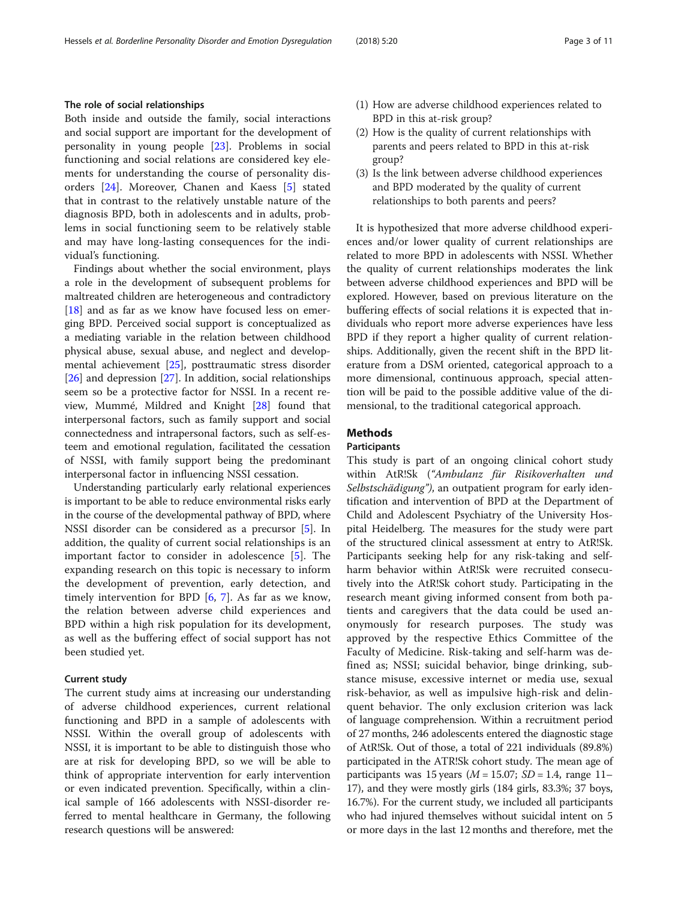### The role of social relationships

Both inside and outside the family, social interactions and social support are important for the development of personality in young people [23]. Problems in social functioning and social relations are considered key elements for understanding the course of personality disorders [24]. Moreover, Chanen and Kaess [5] stated that in contrast to the relatively unstable nature of the diagnosis BPD, both in adolescents and in adults, problems in social functioning seem to be relatively stable and may have long-lasting consequences for the individual's functioning.

Findings about whether the social environment, plays a role in the development of subsequent problems for maltreated children are heterogeneous and contradictory [18] and as far as we know have focused less on emerging BPD. Perceived social support is conceptualized as a mediating variable in the relation between childhood physical abuse, sexual abuse, and neglect and developmental achievement [25], posttraumatic stress disorder [26] and depression [27]. In addition, social relationships seem so be a protective factor for NSSI. In a recent review, Mummé, Mildred and Knight [28] found that interpersonal factors, such as family support and social connectedness and intrapersonal factors, such as self-esteem and emotional regulation, facilitated the cessation of NSSI, with family support being the predominant interpersonal factor in influencing NSSI cessation.

Understanding particularly early relational experiences is important to be able to reduce environmental risks early in the course of the developmental pathway of BPD, where NSSI disorder can be considered as a precursor [5]. In addition, the quality of current social relationships is an important factor to consider in adolescence [5]. The expanding research on this topic is necessary to inform the development of prevention, early detection, and timely intervention for BPD [6, 7]. As far as we know, the relation between adverse child experiences and BPD within a high risk population for its development, as well as the buffering effect of social support has not been studied yet.

### Current study

The current study aims at increasing our understanding of adverse childhood experiences, current relational functioning and BPD in a sample of adolescents with NSSI. Within the overall group of adolescents with NSSI, it is important to be able to distinguish those who are at risk for developing BPD, so we will be able to think of appropriate intervention for early intervention or even indicated prevention. Specifically, within a clinical sample of 166 adolescents with NSSI-disorder referred to mental healthcare in Germany, the following research questions will be answered:

(1) How are adverse childhood experiences related to BPD in this at-risk group?
(2) How is the quality of current relationships with parents and peers related to BPD in this at-risk group?
(3) Is the link between adverse childhood experiences and BPD moderated by the quality of current relationships to both parents and peers?

It is hypothesized that more adverse childhood experiences and/or lower quality of current relationships are related to more BPD in adolescents with NSSI. Whether the quality of current relationships moderates the link between adverse childhood experiences and BPD will be explored. However, based on previous literature on the buffering effects of social relations it is expected that individuals who report more adverse experiences have less BPD if they report a higher quality of current relationships. Additionally, given the recent shift in the BPD literature from a DSM oriented, categorical approach to a more dimensional, continuous approach, special attention will be paid to the possible additive value of the dimensional, to the traditional categorical approach.

## Methods

### Participants

This study is part of an ongoing clinical cohort study within AtR!Sk (*"Ambulanz für Risikoverhalten und Selbstschädigung")*, an outpatient program for early identification and intervention of BPD at the Department of Child and Adolescent Psychiatry of the University Hospital Heidelberg. The measures for the study were part of the structured clinical assessment at entry to AtR!Sk. Participants seeking help for any risk-taking and self-harm behavior within AtR!Sk were recruited consecutively into the AtR!Sk cohort study. Participating in the research meant giving informed consent from both patients and caregivers that the data could be used anonymously for research purposes. The study was approved by the respective Ethics Committee of the Faculty of Medicine. Risk-taking and self-harm was defined as; NSSI; suicidal behavior, binge drinking, substance misuse, excessive internet or media use, sexual risk-behavior, as well as impulsive high-risk and delinquent behavior. The only exclusion criterion was lack of language comprehension. Within a recruitment period of 27 months, 246 adolescents entered the diagnostic stage of AtR!Sk. Out of those, a total of 221 individuals (89.8%) participated in the ATR!Sk cohort study. The mean age of participants was 15 years ($M = 15.07$; $SD = 1.4$, range 11–17), and they were mostly girls (184 girls, 83.3%; 37 boys, 16.7%). For the current study, we included all participants who had injured themselves without suicidal intent on 5 or more days in the last 12 months and therefore, met the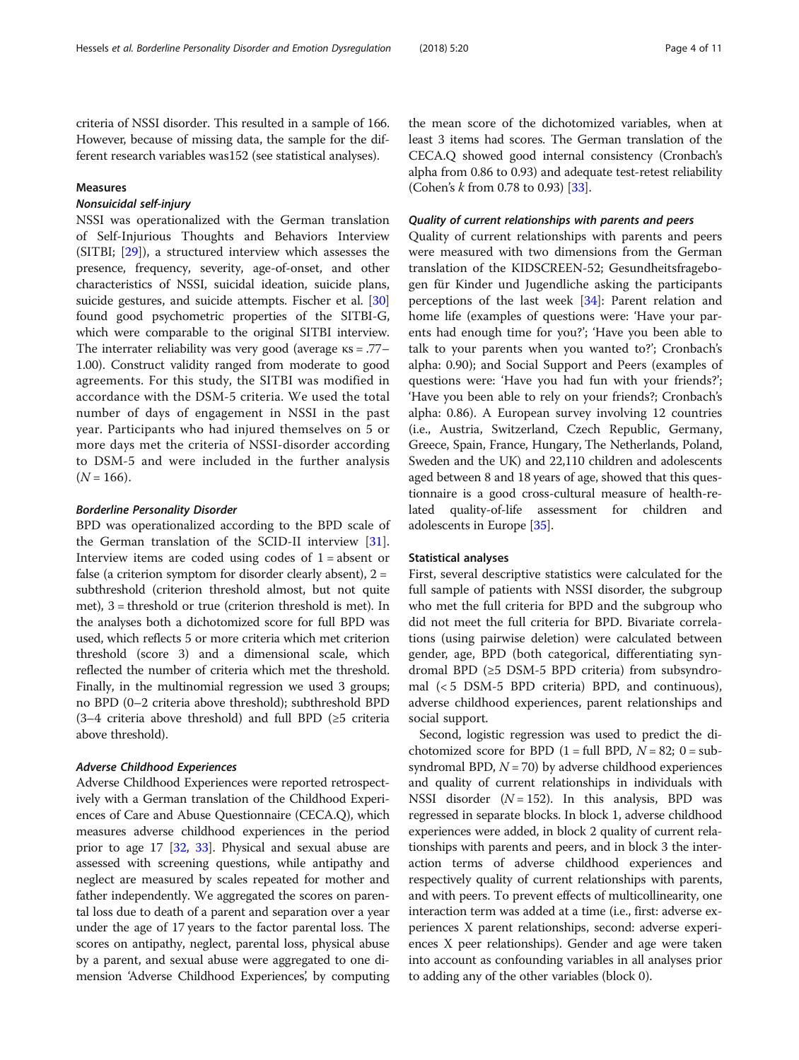criteria of NSSI disorder. This resulted in a sample of 166. However, because of missing data, the sample for the different research variables was152 (see statistical analyses).

### Measures

#### *Nonsuicidal self-injury*

NSSI was operationalized with the German translation of Self-Injurious Thoughts and Behaviors Interview (SITBI; [29]), a structured interview which assesses the presence, frequency, severity, age-of-onset, and other characteristics of NSSI, suicidal ideation, suicide plans, suicide gestures, and suicide attempts. Fischer et al. [30] found good psychometric properties of the SITBI-G, which were comparable to the original SITBI interview. The interrater reliability was very good (average κs = .77–1.00). Construct validity ranged from moderate to good agreements. For this study, the SITBI was modified in accordance with the DSM-5 criteria. We used the total number of days of engagement in NSSI in the past year. Participants who had injured themselves on 5 or more days met the criteria of NSSI-disorder according to DSM-5 and were included in the further analysis ($N = 166$).

#### *Borderline Personality Disorder*

BPD was operationalized according to the BPD scale of the German translation of the SCID-II interview [31]. Interview items are coded using codes of 1 = absent or false (a criterion symptom for disorder clearly absent), 2 = subthreshold (criterion threshold almost, but not quite met), 3 = threshold or true (criterion threshold is met). In the analyses both a dichotomized score for full BPD was used, which reflects 5 or more criteria which met criterion threshold (score 3) and a dimensional scale, which reflected the number of criteria which met the threshold. Finally, in the multinomial regression we used 3 groups; no BPD (0–2 criteria above threshold); subthreshold BPD (3–4 criteria above threshold) and full BPD (≥5 criteria above threshold).

#### *Adverse Childhood Experiences*

Adverse Childhood Experiences were reported retrospectively with a German translation of the Childhood Experiences of Care and Abuse Questionnaire (CECA.Q), which measures adverse childhood experiences in the period prior to age 17 [32, 33]. Physical and sexual abuse are assessed with screening questions, while antipathy and neglect are measured by scales repeated for mother and father independently. We aggregated the scores on parental loss due to death of a parent and separation over a year under the age of 17 years to the factor parental loss. The scores on antipathy, neglect, parental loss, physical abuse by a parent, and sexual abuse were aggregated to one dimension 'Adverse Childhood Experiences', by computing the mean score of the dichotomized variables, when at least 3 items had scores. The German translation of the CECA.Q showed good internal consistency (Cronbach's alpha from 0.86 to 0.93) and adequate test-retest reliability (Cohen's *k* from 0.78 to 0.93) [33].

#### *Quality of current relationships with parents and peers*

Quality of current relationships with parents and peers were measured with two dimensions from the German translation of the KIDSCREEN-52; Gesundheitsfragebogen für Kinder und Jugendliche asking the participants perceptions of the last week [34]: Parent relation and home life (examples of questions were: 'Have your parents had enough time for you?'; 'Have you been able to talk to your parents when you wanted to?'; Cronbach's alpha: 0.90); and Social Support and Peers (examples of questions were: 'Have you had fun with your friends?'; 'Have you been able to rely on your friends?; Cronbach's alpha: 0.86). A European survey involving 12 countries (i.e., Austria, Switzerland, Czech Republic, Germany, Greece, Spain, France, Hungary, The Netherlands, Poland, Sweden and the UK) and 22,110 children and adolescents aged between 8 and 18 years of age, showed that this questionnaire is a good cross-cultural measure of health-related quality-of-life assessment for children and adolescents in Europe [35].

### Statistical analyses

First, several descriptive statistics were calculated for the full sample of patients with NSSI disorder, the subgroup who met the full criteria for BPD and the subgroup who did not meet the full criteria for BPD. Bivariate correlations (using pairwise deletion) were calculated between gender, age, BPD (both categorical, differentiating syndromal BPD (≥5 DSM-5 BPD criteria) from subsyndromal (< 5 DSM-5 BPD criteria) BPD, and continuous), adverse childhood experiences, parent relationships and social support.

Second, logistic regression was used to predict the dichotomized score for BPD (1 = full BPD, $N = 82$; 0 = subsyndromal BPD, $N = 70$) by adverse childhood experiences and quality of current relationships in individuals with NSSI disorder ($N = 152$). In this analysis, BPD was regressed in separate blocks. In block 1, adverse childhood experiences were added, in block 2 quality of current relationships with parents and peers, and in block 3 the interaction terms of adverse childhood experiences and respectively quality of current relationships with parents, and with peers. To prevent effects of multicollineairity, one interaction term was added at a time (i.e., first: adverse experiences X parent relationships, second: adverse experiences X peer relationships). Gender and age were taken into account as confounding variables in all analyses prior to adding any of the other variables (block 0).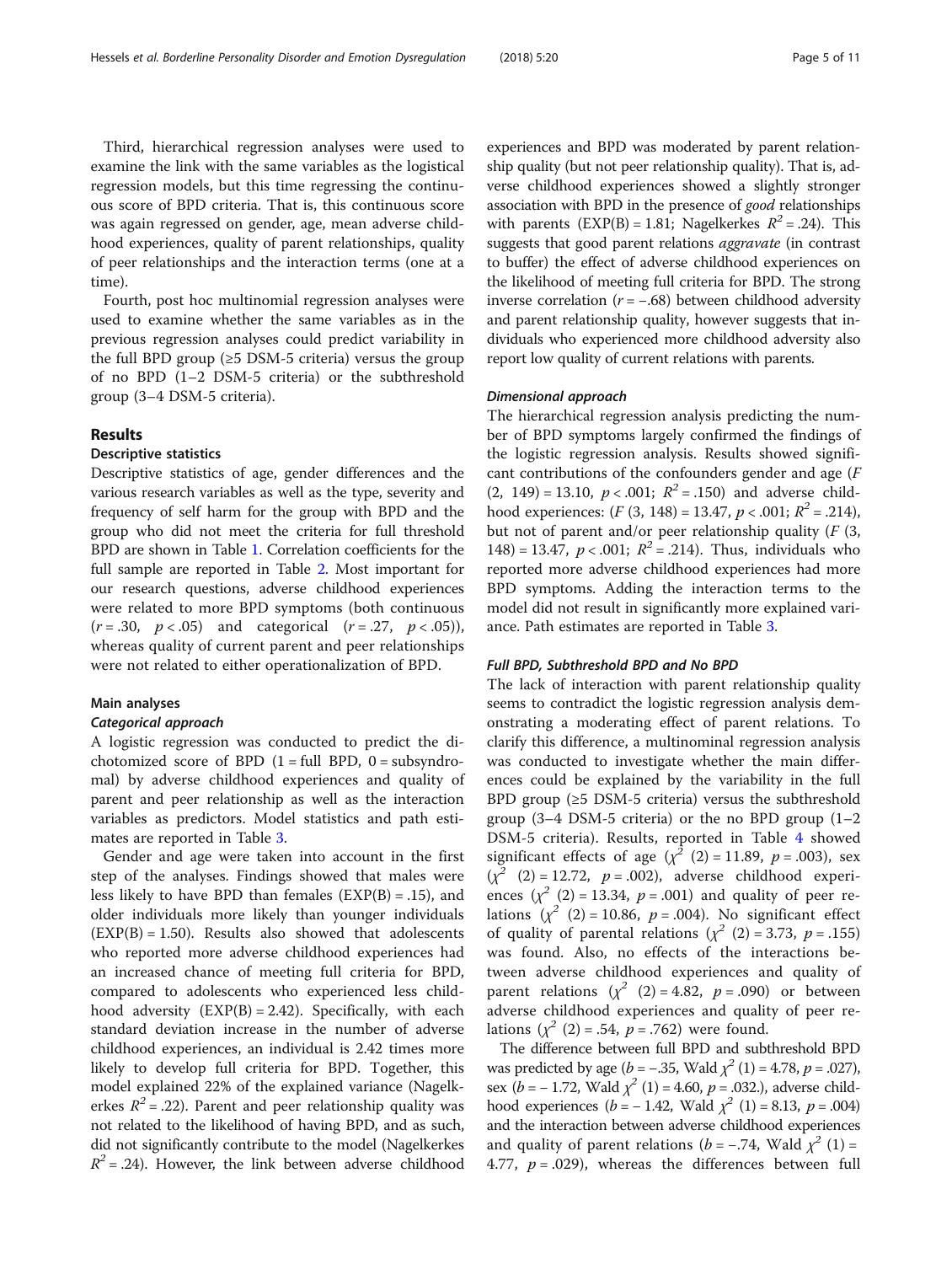Third, hierarchical regression analyses were used to examine the link with the same variables as the logistical regression models, but this time regressing the continuous score of BPD criteria. That is, this continuous score was again regressed on gender, age, mean adverse childhood experiences, quality of parent relationships, quality of peer relationships and the interaction terms (one at a time).

Fourth, post hoc multinomial regression analyses were used to examine whether the same variables as in the previous regression analyses could predict variability in the full BPD group (≥5 DSM-5 criteria) versus the group of no BPD (1–2 DSM-5 criteria) or the subthreshold group (3–4 DSM-5 criteria).

## Results

### Descriptive statistics

Descriptive statistics of age, gender differences and the various research variables as well as the type, severity and frequency of self harm for the group with BPD and the group who did not meet the criteria for full threshold BPD are shown in Table 1. Correlation coefficients for the full sample are reported in Table 2. Most important for our research questions, adverse childhood experiences were related to more BPD symptoms (both continuous ($r = .30$, $p < .05$) and categorical ($r = .27$, $p < .05$)), whereas quality of current parent and peer relationships were not related to either operationalization of BPD.

### Main analyses

#### *Categorical approach*

A logistic regression was conducted to predict the dichotomized score of BPD (1 = full BPD, 0 = subsyndromal) by adverse childhood experiences and quality of parent and peer relationship as well as the interaction variables as predictors. Model statistics and path estimates are reported in Table 3.

Gender and age were taken into account in the first step of the analyses. Findings showed that males were less likely to have BPD than females (EXP(B) = .15), and older individuals more likely than younger individuals (EXP(B) = 1.50). Results also showed that adolescents who reported more adverse childhood experiences had an increased chance of meeting full criteria for BPD, compared to adolescents who experienced less childhood adversity (EXP(B) = 2.42). Specifically, with each standard deviation increase in the number of adverse childhood experiences, an individual is 2.42 times more likely to develop full criteria for BPD. Together, this model explained 22% of the explained variance (Nagelkerkes $R^2 = .22$). Parent and peer relationship quality was not related to the likelihood of having BPD, and as such, did not significantly contribute to the model (Nagelkerkes $R^2 = .24$). However, the link between adverse childhood experiences and BPD was moderated by parent relationship quality (but not peer relationship quality). That is, adverse childhood experiences showed a slightly stronger association with BPD in the presence of *good* relationships with parents (EXP(B) = 1.81; Nagelkerkes $R^2 = .24$). This suggests that good parent relations *aggravate* (in contrast to buffer) the effect of adverse childhood experiences on the likelihood of meeting full criteria for BPD. The strong inverse correlation ($r = -.68$) between childhood adversity and parent relationship quality, however suggests that individuals who experienced more childhood adversity also report low quality of current relations with parents.

#### *Dimensional approach*

The hierarchical regression analysis predicting the number of BPD symptoms largely confirmed the findings of the logistic regression analysis. Results showed significant contributions of the confounders gender and age ($F$ (2, 149) = 13.10, $p < .001$; $R^2 = .150$) and adverse childhood experiences: ($F$ (3, 148) = 13.47, $p < .001$; $R^2 = .214$), but not of parent and/or peer relationship quality ($F$ (3, 148) = 13.47, $p < .001$; $R^2 = .214$). Thus, individuals who reported more adverse childhood experiences had more BPD symptoms. Adding the interaction terms to the model did not result in significantly more explained variance. Path estimates are reported in Table 3.

#### *Full BPD, Subthreshold BPD and No BPD*

The lack of interaction with parent relationship quality seems to contradict the logistic regression analysis demonstrating a moderating effect of parent relations. To clarify this difference, a multinominal regression analysis was conducted to investigate whether the main differences could be explained by the variability in the full BPD group (≥5 DSM-5 criteria) versus the subthreshold group (3–4 DSM-5 criteria) or the no BPD group (1–2 DSM-5 criteria). Results, reported in Table 4 showed significant effects of age ($\chi^2$ (2) = 11.89, $p = .003$), sex ($\chi^2$ (2) = 12.72, $p = .002$), adverse childhood experiences ($\chi^2$ (2) = 13.34, $p = .001$) and quality of peer relations ($\chi^2$ (2) = 10.86, $p = .004$). No significant effect of quality of parental relations ($\chi^2$ (2) = 3.73, $p = .155$) was found. Also, no effects of the interactions between adverse childhood experiences and quality of parent relations ($\chi^2$ (2) = 4.82, $p = .090$) or between adverse childhood experiences and quality of peer relations ($\chi^2$ (2) = .54, $p = .762$) were found.

The difference between full BPD and subthreshold BPD was predicted by age ($b = -.35$, Wald $\chi^2$ (1) = 4.78, $p = .027$), sex ($b = -1.72$, Wald $\chi^2$ (1) = 4.60, $p = .032$.), adverse childhood experiences ($b = -1.42$, Wald $\chi^2$ (1) = 8.13, $p = .004$) and the interaction between adverse childhood experiences and quality of parent relations ($b = -.74$, Wald $\chi^2$ (1) = 4.77, $p = .029$), whereas the differences between full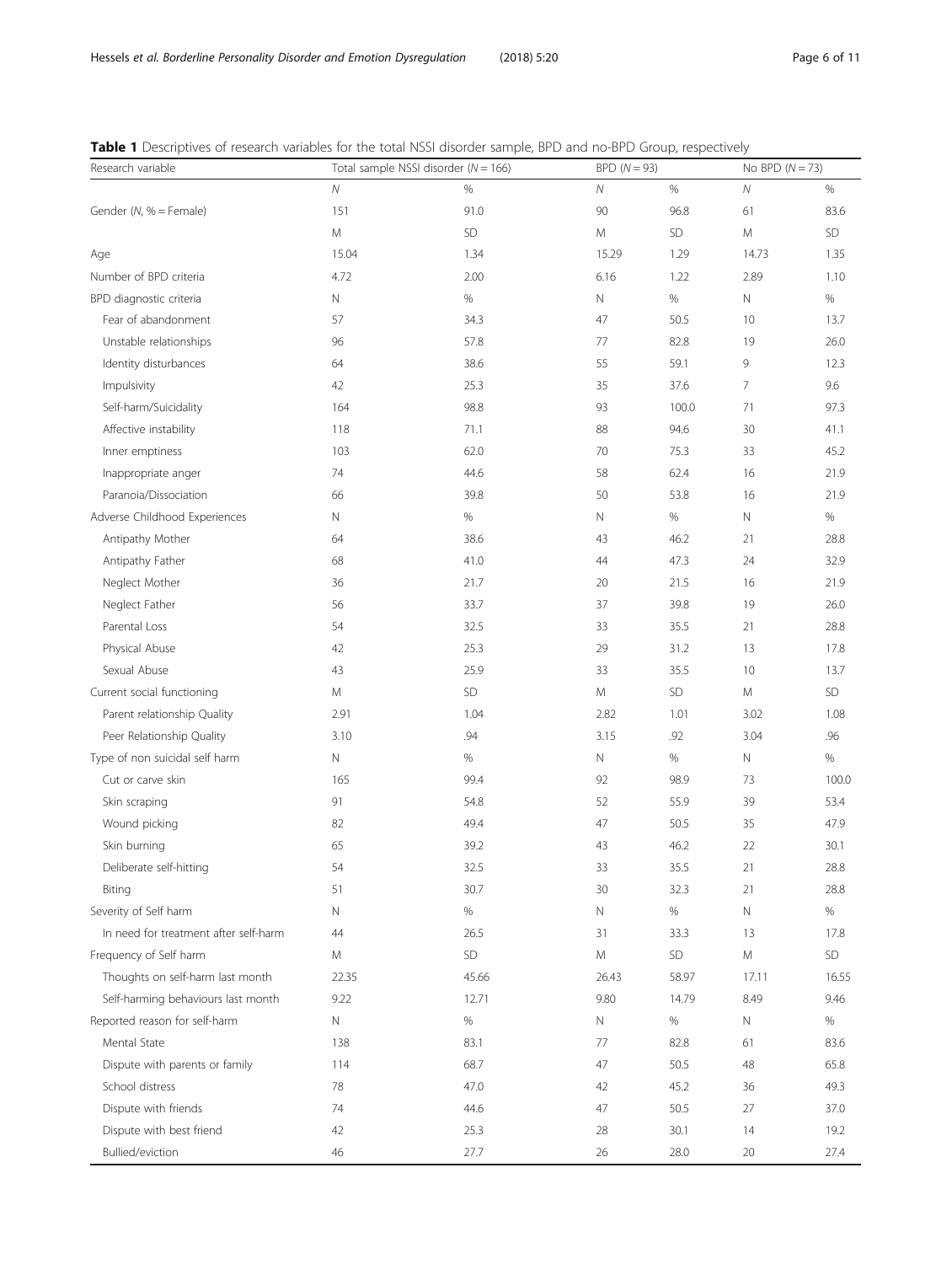**Table 1** Descriptives of research variables for the total NSSI disorder sample, BPD and no-BPD Group, respectively

| Research variable | Total sample NSSI disorder ($N = 166$) | | BPD ($N = 93$) | | No BPD ($N = 73$) | |
|---|---|---|---|---|---|---|
| | *N* | % | *N* | % | *N* | % |
| Gender (*N*, % = Female) | 151 | 91.0 | 90 | 96.8 | 61 | 83.6 |
| | M | SD | M | SD | M | SD |
| Age | 15.04 | 1.34 | 15.29 | 1.29 | 14.73 | 1.35 |
| Number of BPD criteria | 4.72 | 2.00 | 6.16 | 1.22 | 2.89 | 1.10 |
| BPD diagnostic criteria | N | % | N | % | N | % |
| Fear of abandonment | 57 | 34.3 | 47 | 50.5 | 10 | 13.7 |
| Unstable relationships | 96 | 57.8 | 77 | 82.8 | 19 | 26.0 |
| Identity disturbances | 64 | 38.6 | 55 | 59.1 | 9 | 12.3 |
| Impulsivity | 42 | 25.3 | 35 | 37.6 | 7 | 9.6 |
| Self-harm/Suicidality | 164 | 98.8 | 93 | 100.0 | 71 | 97.3 |
| Affective instability | 118 | 71.1 | 88 | 94.6 | 30 | 41.1 |
| Inner emptiness | 103 | 62.0 | 70 | 75.3 | 33 | 45.2 |
| Inappropriate anger | 74 | 44.6 | 58 | 62.4 | 16 | 21.9 |
| Paranoia/Dissociation | 66 | 39.8 | 50 | 53.8 | 16 | 21.9 |
| Adverse Childhood Experiences | N | % | N | % | N | % |
| Antipathy Mother | 64 | 38.6 | 43 | 46.2 | 21 | 28.8 |
| Antipathy Father | 68 | 41.0 | 44 | 47.3 | 24 | 32.9 |
| Neglect Mother | 36 | 21.7 | 20 | 21.5 | 16 | 21.9 |
| Neglect Father | 56 | 33.7 | 37 | 39.8 | 19 | 26.0 |
| Parental Loss | 54 | 32.5 | 33 | 35.5 | 21 | 28.8 |
| Physical Abuse | 42 | 25.3 | 29 | 31.2 | 13 | 17.8 |
| Sexual Abuse | 43 | 25.9 | 33 | 35.5 | 10 | 13.7 |
| Current social functioning | M | SD | M | SD | M | SD |
| Parent relationship Quality | 2.91 | 1.04 | 2.82 | 1.01 | 3.02 | 1.08 |
| Peer Relationship Quality | 3.10 | .94 | 3.15 | .92 | 3.04 | .96 |
| Type of non suicidal self harm | N | % | N | % | N | % |
| Cut or carve skin | 165 | 99.4 | 92 | 98.9 | 73 | 100.0 |
| Skin scraping | 91 | 54.8 | 52 | 55.9 | 39 | 53.4 |
| Wound picking | 82 | 49.4 | 47 | 50.5 | 35 | 47.9 |
| Skin burning | 65 | 39.2 | 43 | 46.2 | 22 | 30.1 |
| Deliberate self-hitting | 54 | 32.5 | 33 | 35.5 | 21 | 28.8 |
| Biting | 51 | 30.7 | 30 | 32.3 | 21 | 28.8 |
| Severity of Self harm | N | % | N | % | N | % |
| In need for treatment after self-harm | 44 | 26.5 | 31 | 33.3 | 13 | 17.8 |
| Frequency of Self harm | M | SD | M | SD | M | SD |
| Thoughts on self-harm last month | 22.35 | 45.66 | 26.43 | 58.97 | 17.11 | 16.55 |
| Self-harming behaviours last month | 9.22 | 12.71 | 9.80 | 14.79 | 8.49 | 9.46 |
| Reported reason for self-harm | N | % | N | % | N | % |
| Mental State | 138 | 83.1 | 77 | 82.8 | 61 | 83.6 |
| Dispute with parents or family | 114 | 68.7 | 47 | 50.5 | 48 | 65.8 |
| School distress | 78 | 47.0 | 42 | 45.2 | 36 | 49.3 |
| Dispute with friends | 74 | 44.6 | 47 | 50.5 | 27 | 37.0 |
| Dispute with best friend | 42 | 25.3 | 28 | 30.1 | 14 | 19.2 |
| Bullied/eviction | 46 | 27.7 | 26 | 28.0 | 20 | 27.4 |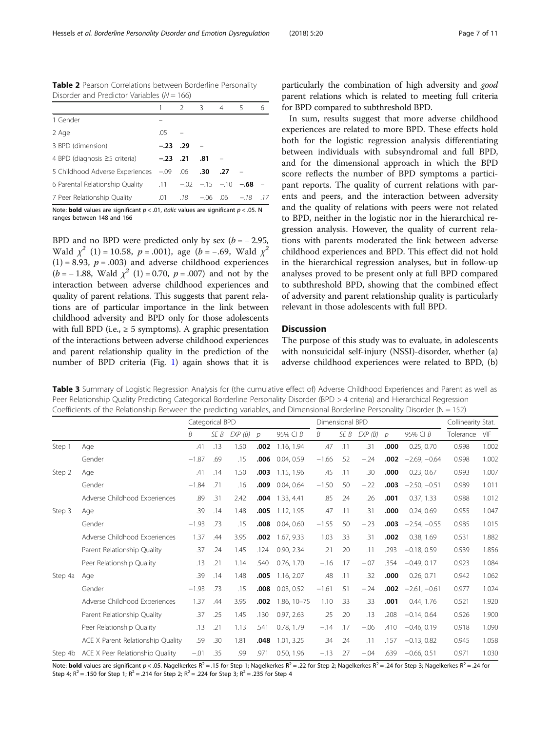**Table 2** Pearson Correlations between Borderline Personality Disorder and Predictor Variables (N = 166)

| | 1 | 2 | 3 | 4 | 5 | 6 |
|---|---|---|---|---|---|---|
| 1 Gender | – | | | | | |
| 2 Age | .05 | – | | | | |
| 3 BPD (dimension) | **−.23** | **.29** | – | | | |
| 4 BPD (diagnosis ≥5 criteria) | **−.23** | **.21** | **.81** | – | | |
| 5 Childhood Adverse Experiences | −.09 | .06 | **.30** | **.27** | – | |
| 6 Parental Relationship Quality | .11 | −.02 | −.15 | −.10 | **−.68** | – |
| 7 Peer Relationship Quality | .01 | *.18* | −.06 | .06 | *−.18* | *.17* |

Note: **bold** values are significant $p < .01$, *italic* values are significant $p < .05$. N ranges between 148 and 166

BPD and no BPD were predicted only by sex ($b = -2.95$, Wald $\chi^2$ (1) = 10.58, $p = .001$), age ($b = -.69$, Wald $\chi^2$ (1) = 8.93, $p = .003$) and adverse childhood experiences ($b = -1.88$, Wald $\chi^2$ (1) = 0.70, $p = .007$) and not by the interaction between adverse childhood experiences and quality of parent relations. This suggests that parent relations are of particular importance in the link between childhood adversity and BPD only for those adolescents with full BPD (i.e., ≥ 5 symptoms). A graphic presentation of the interactions between adverse childhood experiences and parent relationship quality in the prediction of the number of BPD criteria (Fig. 1) again shows that it is particularly the combination of high adversity and *good* parent relations which is related to meeting full criteria for BPD compared to subthreshold BPD.

In sum, results suggest that more adverse childhood experiences are related to more BPD. These effects hold both for the logistic regression analysis differentiating between individuals with subsyndromal and full BPD, and for the dimensional approach in which the BPD score reflects the number of BPD symptoms a participant reports. The quality of current relations with parents and peers, and the interaction between adversity and the quality of relations with peers were not related to BPD, neither in the logistic nor in the hierarchical regression analysis. However, the quality of current relations with parents moderated the link between adverse childhood experiences and BPD. This effect did not hold in the hierarchical regression analyses, but in follow-up analyses proved to be present only at full BPD compared to subthreshold BPD, showing that the combined effect of adversity and parent relationship quality is particularly relevant in those adolescents with full BPD.

## Discussion

The purpose of this study was to evaluate, in adolescents with nonsuicidal self-injury (NSSI)-disorder, whether (a) adverse childhood experiences were related to BPD, (b)

**Table 3** Summary of Logistic Regression Analysis for (the cumulative effect of) Adverse Childhood Experiences and Parent as well as Peer Relationship Quality Predicting Categorical Borderline Personality Disorder (BPD > 4 criteria) and Hierarchical Regression Coefficients of the Relationship Between the predicting variables, and Dimensional Borderline Personality Disorder (N = 152)

| | | Categorical BPD | | | | | Dimensional BPD | | | | | Collinearity Stat. | |
|---|---|---|---|---|---|---|---|---|---|---|---|---|---|
| | | B | SE B | EXP (B) | p | 95% CI B | B | SE B | EXP (B) | p | 95% CI B | Tolerance | VIF |
| Step 1 | Age | .41 | .13 | 1.50 | **.002** | 1.16, 1.94 | .47 | .11 | .31 | **.000** | 0.25, 0.70 | 0.998 | 1.002 |
| | Gender | −1.87 | .69 | .15 | **.006** | 0.04, 0.59 | −1.66 | .52 | −.24 | **.002** | −2.69, −0.64 | 0.998 | 1.002 |
| Step 2 | Age | .41 | .14 | 1.50 | **.003** | 1.15, 1.96 | .45 | .11 | .30 | **.000** | 0.23, 0.67 | 0.993 | 1.007 |
| | Gender | −1.84 | .71 | .16 | **.009** | 0.04, 0.64 | −1.50 | .50 | −.22 | **.003** | −2.50, −0.51 | 0.989 | 1.011 |
| | Adverse Childhood Experiences | .89 | .31 | 2.42 | **.004** | 1.33, 4.41 | .85 | .24 | .26 | **.001** | 0.37, 1.33 | 0.988 | 1.012 |
| Step 3 | Age | .39 | .14 | 1.48 | **.005** | 1.12, 1.95 | .47 | .11 | .31 | **.000** | 0.24, 0.69 | 0.955 | 1.047 |
| | Gender | −1.93 | .73 | .15 | **.008** | 0.04, 0.60 | −1.55 | .50 | −.23 | **.003** | −2.54, −0.55 | 0.985 | 1.015 |
| | Adverse Childhood Experiences | 1.37 | .44 | 3.95 | **.002** | 1.67, 9.33 | 1.03 | .33 | .31 | **.002** | 0.38, 1.69 | 0.531 | 1.882 |
| | Parent Relationship Quality | .37 | .24 | 1.45 | .124 | 0.90, 2.34 | .21 | .20 | .11 | .293 | −0.18, 0.59 | 0.539 | 1.856 |
| | Peer Relationship Quality | .13 | .21 | 1.14 | .540 | 0.76, 1.70 | −.16 | .17 | −.07 | .354 | −0.49, 0.17 | 0.923 | 1.084 |
| Step 4a | Age | .39 | .14 | 1.48 | **.005** | 1.16, 2.07 | .48 | .11 | .32 | **.000** | 0.26, 0.71 | 0.942 | 1.062 |
| | Gender | −1.93 | .73 | .15 | **.008** | 0.03, 0.52 | −1.61 | .51 | −.24 | **.002** | −2.61, −0.61 | 0.977 | 1.024 |
| | Adverse Childhood Experiences | 1.37 | .44 | 3.95 | **.002** | 1.86, 10–75 | 1.10 | .33 | .33 | **.001** | 0.44, 1.76 | 0.521 | 1.920 |
| | Parent Relationship Quality | .37 | .25 | 1.45 | .130 | 0.97, 2.63 | .25 | .20 | .13 | .208 | −0.14, 0.64 | 0.526 | 1.900 |
| | Peer Relationship Quality | .13 | .21 | 1.13 | .541 | 0.78, 1.79 | −.14 | .17 | −.06 | .410 | −0.46, 0.19 | 0.918 | 1.090 |
| | ACE X Parent Relationship Quality | .59 | .30 | 1.81 | **.048** | 1.01, 3.25 | .34 | .24 | .11 | .157 | −0.13, 0.82 | 0.945 | 1.058 |
| Step 4b | ACE X Peer Relationship Quality | −.01 | .35 | .99 | .971 | 0.50, 1.96 | −.13 | .27 | −.04 | .639 | −0.66, 0.51 | 0.971 | 1.030 |

Note: **bold** values are significant $p < .05$. Nagelkerkes $R^2 = .15$ for Step 1; Nagelkerkes $R^2 = .22$ for Step 2; Nagelkerkes $R^2 = .24$ for Step 3; Nagelkerkes $R^2 = .24$ for Step 4; $R^2 = .150$ for Step 1; $R^2 = .214$ for Step 2; $R^2 = .224$ for Step 3; $R^2 = .235$ for Step 4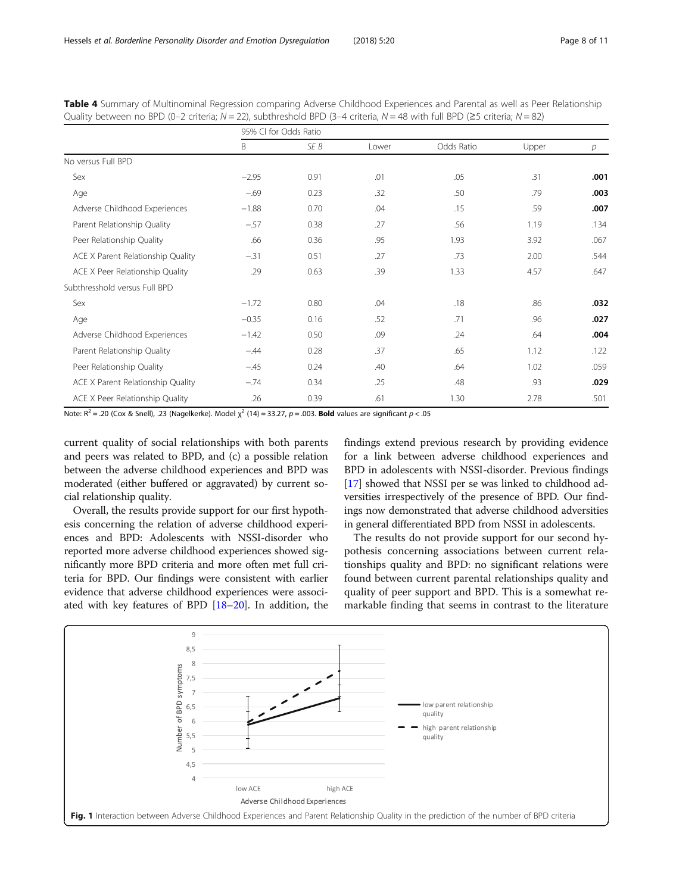**Table 4** Summary of Multinominal Regression comparing Adverse Childhood Experiences and Parental as well as Peer Relationship Quality between no BPD (0–2 criteria; $N = 22$), subthreshold BPD (3–4 criteria, $N = 48$ with full BPD (≥5 criteria; $N = 82$)

| | 95% CI for Odds Ratio | | | | | |
|---|---|---|---|---|---|---|
| | B | SE B | Lower | Odds Ratio | Upper | p |
| No versus Full BPD | | | | | | |
| Sex | −2.95 | 0.91 | .01 | .05 | .31 | **.001** |
| Age | −.69 | 0.23 | .32 | .50 | .79 | **.003** |
| Adverse Childhood Experiences | −1.88 | 0.70 | .04 | .15 | .59 | **.007** |
| Parent Relationship Quality | −.57 | 0.38 | .27 | .56 | 1.19 | .134 |
| Peer Relationship Quality | .66 | 0.36 | .95 | 1.93 | 3.92 | .067 |
| ACE X Parent Relationship Quality | −.31 | 0.51 | .27 | .73 | 2.00 | .544 |
| ACE X Peer Relationship Quality | .29 | 0.63 | .39 | 1.33 | 4.57 | .647 |
| Subthresshold versus Full BPD | | | | | | |
| Sex | −1.72 | 0.80 | .04 | .18 | .86 | **.032** |
| Age | −0.35 | 0.16 | .52 | .71 | .96 | **.027** |
| Adverse Childhood Experiences | −1.42 | 0.50 | .09 | .24 | .64 | **.004** |
| Parent Relationship Quality | −.44 | 0.28 | .37 | .65 | 1.12 | .122 |
| Peer Relationship Quality | −.45 | 0.24 | .40 | .64 | 1.02 | .059 |
| ACE X Parent Relationship Quality | −.74 | 0.34 | .25 | .48 | .93 | **.029** |
| ACE X Peer Relationship Quality | .26 | 0.39 | .61 | 1.30 | 2.78 | .501 |

Note: $R^2 = .20$ (Cox & Snell), .23 (Nagelkerke). Model $\chi^2$ (14) = 33.27, $p = .003$. **Bold** values are significant $p < .05$

current quality of social relationships with both parents and peers was related to BPD, and (c) a possible relation between the adverse childhood experiences and BPD was moderated (either buffered or aggravated) by current social relationship quality.

Overall, the results provide support for our first hypothesis concerning the relation of adverse childhood experiences and BPD: Adolescents with NSSI-disorder who reported more adverse childhood experiences showed significantly more BPD criteria and more often met full criteria for BPD. Our findings were consistent with earlier evidence that adverse childhood experiences were associated with key features of BPD [18–20]. In addition, the findings extend previous research by providing evidence for a link between adverse childhood experiences and BPD in adolescents with NSSI-disorder. Previous findings [17] showed that NSSI per se was linked to childhood adversities irrespectively of the presence of BPD. Our findings now demonstrated that adverse childhood adversities in general differentiated BPD from NSSI in adolescents.

The results do not provide support for our second hypothesis concerning associations between current relationships quality and BPD: no significant relations were found between current parental relationships quality and quality of peer support and BPD. This is a somewhat remarkable finding that seems in contrast to the literature

**Fig. 1** Interaction between Adverse Childhood Experiences and Parent Relationship Quality in the prediction of the number of BPD criteria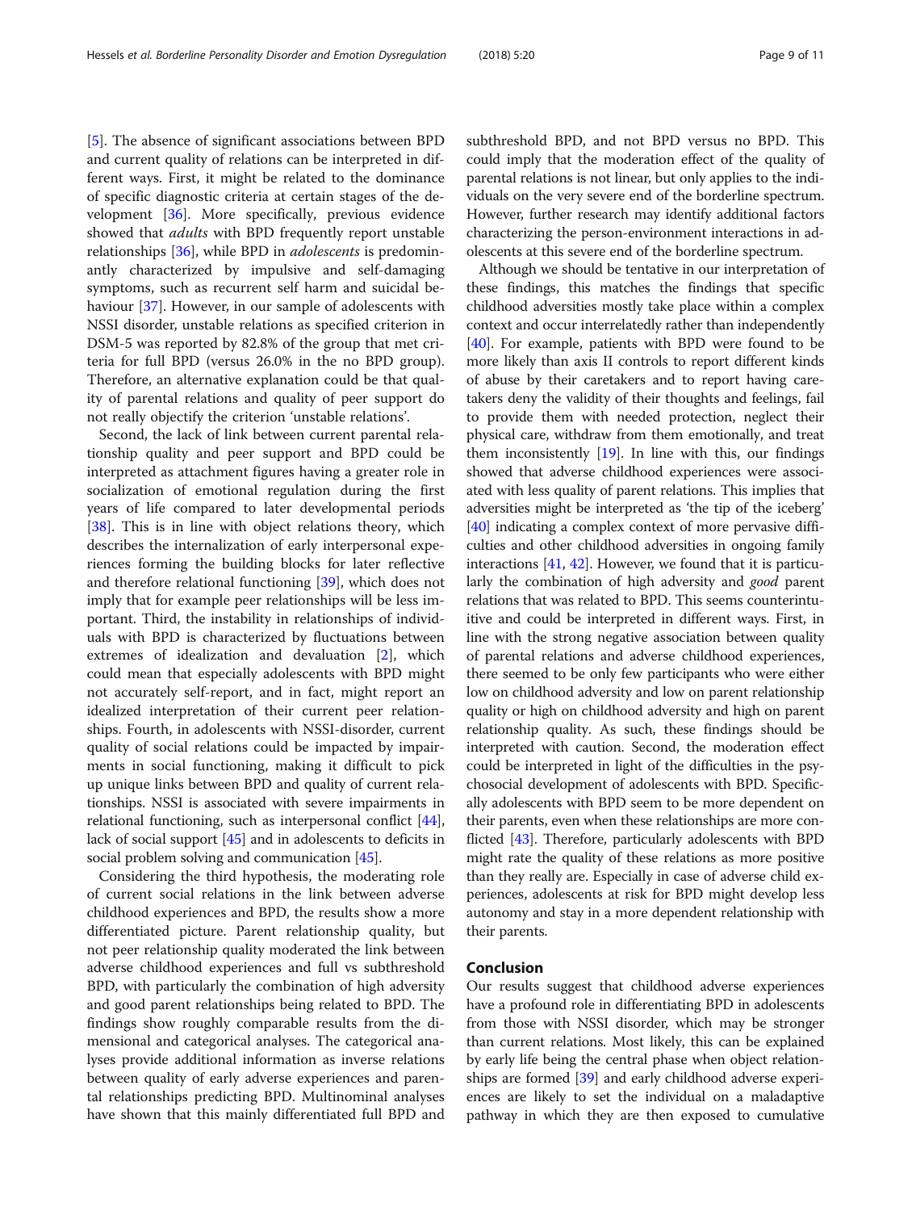[5]. The absence of significant associations between BPD and current quality of relations can be interpreted in different ways. First, it might be related to the dominance of specific diagnostic criteria at certain stages of the development [36]. More specifically, previous evidence showed that *adults* with BPD frequently report unstable relationships [36], while BPD in *adolescents* is predominantly characterized by impulsive and self-damaging symptoms, such as recurrent self harm and suicidal behaviour [37]. However, in our sample of adolescents with NSSI disorder, unstable relations as specified criterion in DSM-5 was reported by 82.8% of the group that met criteria for full BPD (versus 26.0% in the no BPD group). Therefore, an alternative explanation could be that quality of parental relations and quality of peer support do not really objectify the criterion 'unstable relations'.

Second, the lack of link between current parental relationship quality and peer support and BPD could be interpreted as attachment figures having a greater role in socialization of emotional regulation during the first years of life compared to later developmental periods [38]. This is in line with object relations theory, which describes the internalization of early interpersonal experiences forming the building blocks for later reflective and therefore relational functioning [39], which does not imply that for example peer relationships will be less important. Third, the instability in relationships of individuals with BPD is characterized by fluctuations between extremes of idealization and devaluation [2], which could mean that especially adolescents with BPD might not accurately self-report, and in fact, might report an idealized interpretation of their current peer relationships. Fourth, in adolescents with NSSI-disorder, current quality of social relations could be impacted by impairments in social functioning, making it difficult to pick up unique links between BPD and quality of current relationships. NSSI is associated with severe impairments in relational functioning, such as interpersonal conflict [44], lack of social support [45] and in adolescents to deficits in social problem solving and communication [45].

Considering the third hypothesis, the moderating role of current social relations in the link between adverse childhood experiences and BPD, the results show a more differentiated picture. Parent relationship quality, but not peer relationship quality moderated the link between adverse childhood experiences and full vs subthreshold BPD, with particularly the combination of high adversity and good parent relationships being related to BPD. The findings show roughly comparable results from the dimensional and categorical analyses. The categorical analyses provide additional information as inverse relations between quality of early adverse experiences and parental relationships predicting BPD. Multinominal analyses have shown that this mainly differentiated full BPD and subthreshold BPD, and not BPD versus no BPD. This could imply that the moderation effect of the quality of parental relations is not linear, but only applies to the individuals on the very severe end of the borderline spectrum. However, further research may identify additional factors characterizing the person-environment interactions in adolescents at this severe end of the borderline spectrum.

Although we should be tentative in our interpretation of these findings, this matches the findings that specific childhood adversities mostly take place within a complex context and occur interrelatedly rather than independently [40]. For example, patients with BPD were found to be more likely than axis II controls to report different kinds of abuse by their caretakers and to report having caretakers deny the validity of their thoughts and feelings, fail to provide them with needed protection, neglect their physical care, withdraw from them emotionally, and treat them inconsistently [19]. In line with this, our findings showed that adverse childhood experiences were associated with less quality of parent relations. This implies that adversities might be interpreted as 'the tip of the iceberg' [40] indicating a complex context of more pervasive difficulties and other childhood adversities in ongoing family interactions [41, 42]. However, we found that it is particularly the combination of high adversity and *good* parent relations that was related to BPD. This seems counterintuitive and could be interpreted in different ways. First, in line with the strong negative association between quality of parental relations and adverse childhood experiences, there seemed to be only few participants who were either low on childhood adversity and low on parent relationship quality or high on childhood adversity and high on parent relationship quality. As such, these findings should be interpreted with caution. Second, the moderation effect could be interpreted in light of the difficulties in the psychosocial development of adolescents with BPD. Specifically adolescents with BPD seem to be more dependent on their parents, even when these relationships are more conflicted [43]. Therefore, particularly adolescents with BPD might rate the quality of these relations as more positive than they really are. Especially in case of adverse child experiences, adolescents at risk for BPD might develop less autonomy and stay in a more dependent relationship with their parents.

## Conclusion

Our results suggest that childhood adverse experiences have a profound role in differentiating BPD in adolescents from those with NSSI disorder, which may be stronger than current relations. Most likely, this can be explained by early life being the central phase when object relationships are formed [39] and early childhood adverse experiences are likely to set the individual on a maladaptive pathway in which they are then exposed to cumulative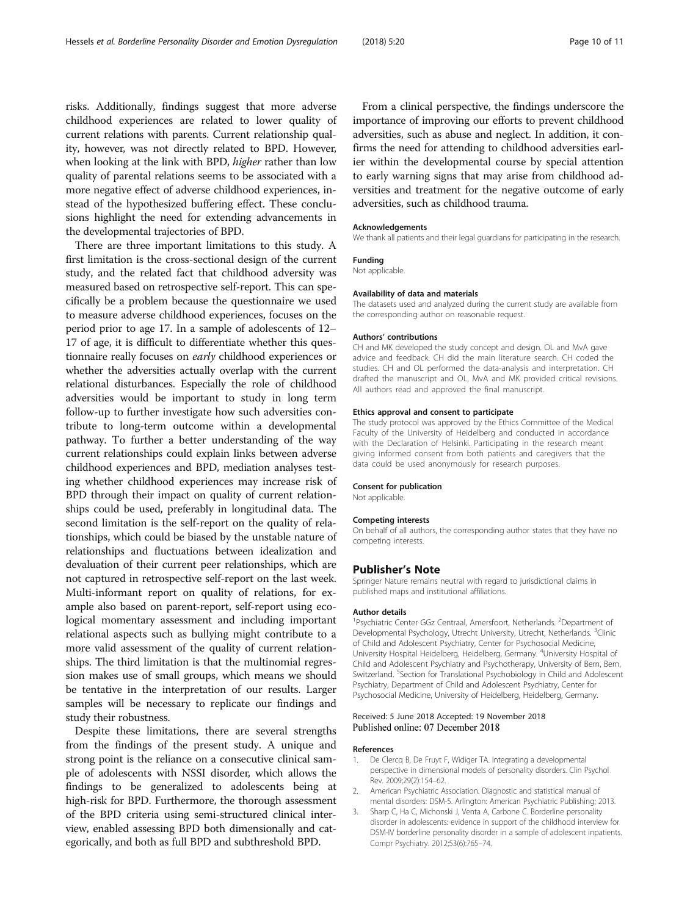risks. Additionally, findings suggest that more adverse childhood experiences are related to lower quality of current relations with parents. Current relationship quality, however, was not directly related to BPD. However, when looking at the link with BPD, *higher* rather than low quality of parental relations seems to be associated with a more negative effect of adverse childhood experiences, instead of the hypothesized buffering effect. These conclusions highlight the need for extending advancements in the developmental trajectories of BPD.

There are three important limitations to this study. A first limitation is the cross-sectional design of the current study, and the related fact that childhood adversity was measured based on retrospective self-report. This can specifically be a problem because the questionnaire we used to measure adverse childhood experiences, focuses on the period prior to age 17. In a sample of adolescents of 12–17 of age, it is difficult to differentiate whether this questionnaire really focuses on *early* childhood experiences or whether the adversities actually overlap with the current relational disturbances. Especially the role of childhood adversities would be important to study in long term follow-up to further investigate how such adversities contribute to long-term outcome within a developmental pathway. To further a better understanding of the way current relationships could explain links between adverse childhood experiences and BPD, mediation analyses testing whether childhood experiences may increase risk of BPD through their impact on quality of current relationships could be used, preferably in longitudinal data. The second limitation is the self-report on the quality of relationships, which could be biased by the unstable nature of relationships and fluctuations between idealization and devaluation of their current peer relationships, which are not captured in retrospective self-report on the last week. Multi-informant report on quality of relations, for example also based on parent-report, self-report using ecological momentary assessment and including important relational aspects such as bullying might contribute to a more valid assessment of the quality of current relationships. The third limitation is that the multinomial regression makes use of small groups, which means we should be tentative in the interpretation of our results. Larger samples will be necessary to replicate our findings and study their robustness.

Despite these limitations, there are several strengths from the findings of the present study. A unique and strong point is the reliance on a consecutive clinical sample of adolescents with NSSI disorder, which allows the findings to be generalized to adolescents being at high-risk for BPD. Furthermore, the thorough assessment of the BPD criteria using semi-structured clinical interview, enabled assessing BPD both dimensionally and categorically, and both as full BPD and subthreshold BPD.

From a clinical perspective, the findings underscore the importance of improving our efforts to prevent childhood adversities, such as abuse and neglect. In addition, it confirms the need for attending to childhood adversities earlier within the developmental course by special attention to early warning signs that may arise from childhood adversities and treatment for the negative outcome of early adversities, such as childhood trauma.

#### Acknowledgements
We thank all patients and their legal guardians for participating in the research.

#### Funding
Not applicable.

#### Availability of data and materials
The datasets used and analyzed during the current study are available from the corresponding author on reasonable request.

#### Authors' contributions
CH and MK developed the study concept and design. OL and MvA gave advice and feedback. CH did the main literature search. CH coded the studies. CH and OL performed the data-analysis and interpretation. CH drafted the manuscript and OL, MvA and MK provided critical revisions. All authors read and approved the final manuscript.

#### Ethics approval and consent to participate
The study protocol was approved by the Ethics Committee of the Medical Faculty of the University of Heidelberg and conducted in accordance with the Declaration of Helsinki. Participating in the research meant giving informed consent from both patients and caregivers that the data could be used anonymously for research purposes.

#### Consent for publication
Not applicable.

#### Competing interests
On behalf of all authors, the corresponding author states that they have no competing interests.

## Publisher's Note
Springer Nature remains neutral with regard to jurisdictional claims in published maps and institutional affiliations.

#### Author details
[1]Psychiatric Center GGz Centraal, Amersfoort, Netherlands. [2]Department of Developmental Psychology, Utrecht University, Utrecht, Netherlands. [3]Clinic of Child and Adolescent Psychiatry, Center for Psychosocial Medicine, University Hospital Heidelberg, Heidelberg, Germany. [4]University Hospital of Child and Adolescent Psychiatry and Psychotherapy, University of Bern, Bern, Switzerland. [5]Section for Translational Psychobiology in Child and Adolescent Psychiatry, Department of Child and Adolescent Psychiatry, Center for Psychosocial Medicine, University of Heidelberg, Heidelberg, Germany.

Received: 5 June 2018 Accepted: 19 November 2018
Published online: 07 December 2018

#### References
1. De Clercq B, De Fruyt F, Widiger TA. Integrating a developmental perspective in dimensional models of personality disorders. Clin Psychol Rev. 2009;29(2):154–62.
2. American Psychiatric Association. Diagnostic and statistical manual of mental disorders: DSM-5. Arlington: American Psychiatric Publishing; 2013.
3. Sharp C, Ha C, Michonski J, Venta A, Carbone C. Borderline personality disorder in adolescents: evidence in support of the childhood interview for DSM-IV borderline personality disorder in a sample of adolescent inpatients. Compr Psychiatry. 2012;53(6):765–74.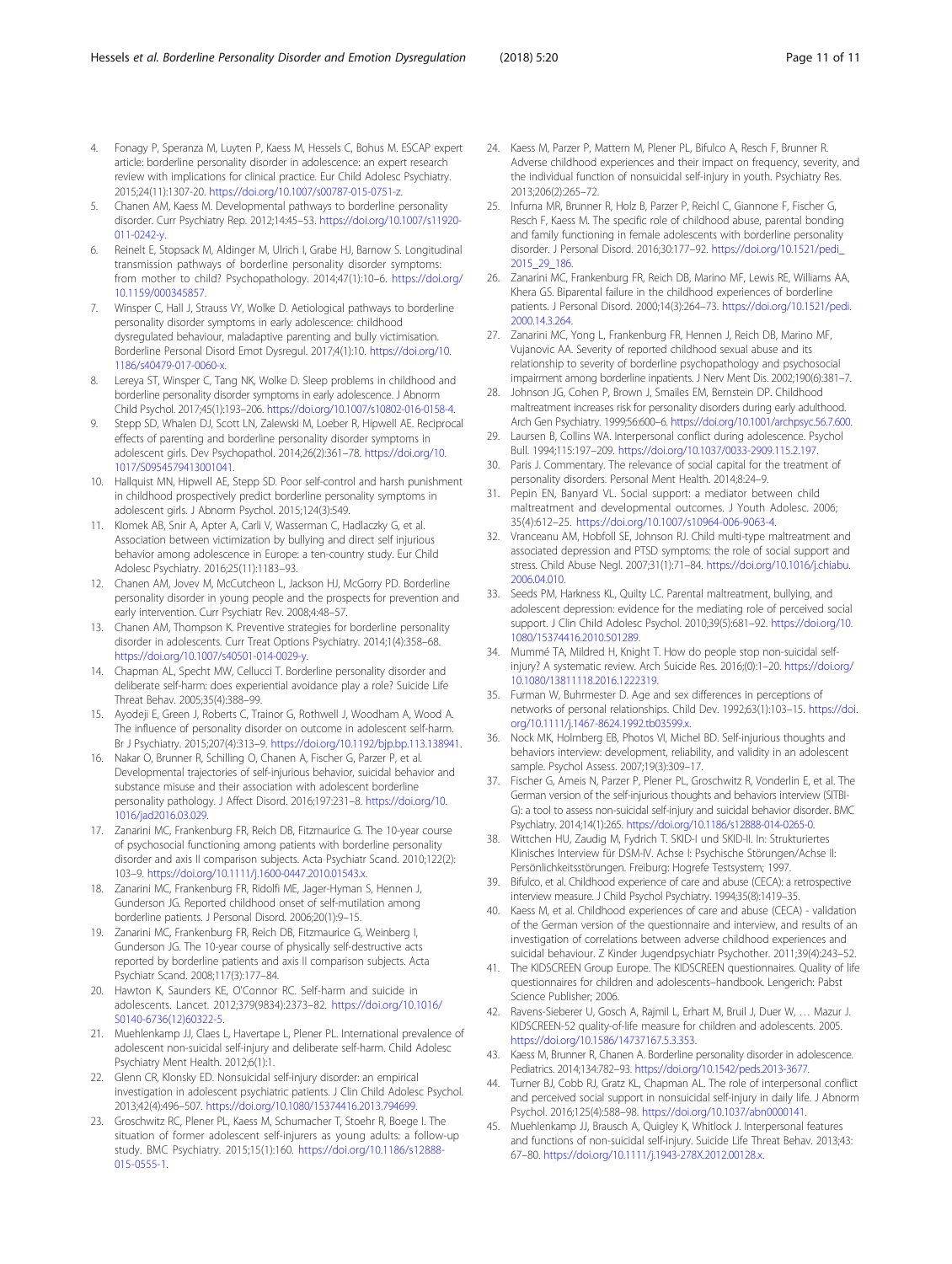4. Fonagy P, Speranza M, Luyten P, Kaess M, Hessels C, Bohus M. ESCAP expert article: borderline personality disorder in adolescence: an expert research review with implications for clinical practice. Eur Child Adolesc Psychiatry. 2015;24(11):1307-20. https://doi.org/10.1007/s00787-015-0751-z.
5. Chanen AM, Kaess M. Developmental pathways to borderline personality disorder. Curr Psychiatry Rep. 2012;14:45–53. https://doi.org/10.1007/s11920-011-0242-y.
6. Reinelt E, Stopsack M, Aldinger M, Ulrich I, Grabe HJ, Barnow S. Longitudinal transmission pathways of borderline personality disorder symptoms: from mother to child? Psychopathology. 2014;47(1):10–6. https://doi.org/10.1159/000345857.
7. Winsper C, Hall J, Strauss VY, Wolke D. Aetiological pathways to borderline personality disorder symptoms in early adolescence: childhood dysregulated behaviour, maladaptive parenting and bully victimisation. Borderline Personal Disord Emot Dysregul. 2017;4(1):10. https://doi.org/10.1186/s40479-017-0060-x.
8. Lereya ST, Winsper C, Tang NK, Wolke D. Sleep problems in childhood and borderline personality disorder symptoms in early adolescence. J Abnorm Child Psychol. 2017;45(1):193–206. https://doi.org/10.1007/s10802-016-0158-4.
9. Stepp SD, Whalen DJ, Scott LN, Zalewski M, Loeber R, Hipwell AE. Reciprocal effects of parenting and borderline personality disorder symptoms in adolescent girls. Dev Psychopathol. 2014;26(2):361–78. https://doi.org/10.1017/S0954579413001041.
10. Hallquist MN, Hipwell AE, Stepp SD. Poor self-control and harsh punishment in childhood prospectively predict borderline personality symptoms in adolescent girls. J Abnorm Psychol. 2015;124(3):549.
11. Klomek AB, Snir A, Apter A, Carli V, Wasserman C, Hadlaczky G, et al. Association between victimization by bullying and direct self injurious behavior among adolescence in Europe: a ten-country study. Eur Child Adolesc Psychiatry. 2016;25(11):1183–93.
12. Chanen AM, Jovev M, McCutcheon L, Jackson HJ, McGorry PD. Borderline personality disorder in young people and the prospects for prevention and early intervention. Curr Psychiatr Rev. 2008;4:48–57.
13. Chanen AM, Thompson K. Preventive strategies for borderline personality disorder in adolescents. Curr Treat Options Psychiatry. 2014;1(4):358–68. https://doi.org/10.1007/s40501-014-0029-y.
14. Chapman AL, Specht MW, Cellucci T. Borderline personality disorder and deliberate self-harm: does experiential avoidance play a role? Suicide Life Threat Behav. 2005;35(4):388–99.
15. Ayodeji E, Green J, Roberts C, Trainor G, Rothwell J, Woodham A, Wood A. The influence of personality disorder on outcome in adolescent self-harm. Br J Psychiatry. 2015;207(4):313–9. https://doi.org/10.1192/bjp.bp.113.138941.
16. Nakar O, Brunner R, Schilling O, Chanen A, Fischer G, Parzer P, et al. Developmental trajectories of self-injurious behavior, suicidal behavior and substance misuse and their association with adolescent borderline personality pathology. J Affect Disord. 2016;197:231–8. https://doi.org/10.1016/jad2016.03.029.
17. Zanarini MC, Frankenburg FR, Reich DB, Fitzmaurice G. The 10-year course of psychosocial functioning among patients with borderline personality disorder and axis II comparison subjects. Acta Psychiatr Scand. 2010;122(2):103–9. https://doi.org/10.1111/j.1600-0447.2010.01543.x.
18. Zanarini MC, Frankenburg FR, Ridolfi ME, Jager-Hyman S, Hennen J, Gunderson JG. Reported childhood onset of self-mutilation among borderline patients. J Personal Disord. 2006;20(1):9–15.
19. Zanarini MC, Frankenburg FR, Reich DB, Fitzmaurice G, Weinberg I, Gunderson JG. The 10-year course of physically self-destructive acts reported by borderline patients and axis II comparison subjects. Acta Psychiatr Scand. 2008;117(3):177–84.
20. Hawton K, Saunders KE, O'Connor RC. Self-harm and suicide in adolescents. Lancet. 2012;379(9834):2373–82. https://doi.org/10.1016/S0140-6736(12)60322-5.
21. Muehlenkamp JJ, Claes L, Havertape L, Plener PL. International prevalence of adolescent non-suicidal self-injury and deliberate self-harm. Child Adolesc Psychiatry Ment Health. 2012;6(1):1.
22. Glenn CR, Klonsky ED. Nonsuicidal self-injury disorder: an empirical investigation in adolescent psychiatric patients. J Clin Child Adolesc Psychol. 2013;42(4):496–507. https://doi.org/10.1080/15374416.2013.794699.
23. Groschwitz RC, Plener PL, Kaess M, Schumacher T, Stoehr R, Boege I. The situation of former adolescent self-injurers as young adults: a follow-up study. BMC Psychiatry. 2015;15(1):160. https://doi.org/10.1186/s12888-015-0555-1.
24. Kaess M, Parzer P, Mattern M, Plener PL, Bifulco A, Resch F, Brunner R. Adverse childhood experiences and their impact on frequency, severity, and the individual function of nonsuicidal self-injury in youth. Psychiatry Res. 2013;206(2):265–72.
25. Infurna MR, Brunner R, Holz B, Parzer P, Reichl C, Giannone F, Fischer G, Resch F, Kaess M. The specific role of childhood abuse, parental bonding and family functioning in female adolescents with borderline personality disorder. J Personal Disord. 2016;30:177–92. https://doi.org/10.1521/pedi_2015_29_186.
26. Zanarini MC, Frankenburg FR, Reich DB, Marino MF, Lewis RE, Williams AA, Khera GS. Biparental failure in the childhood experiences of borderline patients. J Personal Disord. 2000;14(3):264–73. https://doi.org/10.1521/pedi.2000.14.3.264.
27. Zanarini MC, Yong L, Frankenburg FR, Hennen J, Reich DB, Marino MF, Vujanovic AA. Severity of reported childhood sexual abuse and its relationship to severity of borderline psychopathology and psychosocial impairment among borderline inpatients. J Nerv Ment Dis. 2002;190(6):381–7.
28. Johnson JG, Cohen P, Brown J, Smailes EM, Bernstein DP. Childhood maltreatment increases risk for personality disorders during early adulthood. Arch Gen Psychiatry. 1999;56:600–6. https://doi.org/10.1001/archpsyc.56.7.600.
29. Laursen B, Collins WA. Interpersonal conflict during adolescence. Psychol Bull. 1994;115:197–209. https://doi.org/10.1037/0033-2909.115.2.197.
30. Paris J. Commentary. The relevance of social capital for the treatment of personality disorders. Personal Ment Health. 2014;8:24–9.
31. Pepin EN, Banyard VL. Social support: a mediator between child maltreatment and developmental outcomes. J Youth Adolesc. 2006;35(4):612–25. https://doi.org/10.1007/s10964-006-9063-4.
32. Vranceanu AM, Hobfoll SE, Johnson RJ. Child multi-type maltreatment and associated depression and PTSD symptoms: the role of social support and stress. Child Abuse Negl. 2007;31(1):71–84. https://doi.org/10.1016/j.chiabu.2006.04.010.
33. Seeds PM, Harkness KL, Quilty LC. Parental maltreatment, bullying, and adolescent depression: evidence for the mediating role of perceived social support. J Clin Child Adolesc Psychol. 2010;39(5):681–92. https://doi.org/10.1080/15374416.2010.501289.
34. Mummé TA, Mildred H, Knight T. How do people stop non-suicidal self-injury? A systematic review. Arch Suicide Res. 2016;(0):1–20. https://doi.org/10.1080/13811118.2016.1222319.
35. Furman W, Buhrmester D. Age and sex differences in perceptions of networks of personal relationships. Child Dev. 1992;63(1):103–15. https://doi.org/10.1111/j.1467-8624.1992.tb03599.x.
36. Nock MK, Holmberg EB, Photos VI, Michel BD. Self-injurious thoughts and behaviors interview: development, reliability, and validity in an adolescent sample. Psychol Assess. 2007;19(3):309–17.
37. Fischer G, Ameis N, Parzer P, Plener PL, Groschwitz R, Vonderlin E, et al. The German version of the self-injurious thoughts and behaviors interview (SITBI-G): a tool to assess non-suicidal self-injury and suicidal behavior disorder. BMC Psychiatry. 2014;14(1):265. https://doi.org/10.1186/s12888-014-0265-0.
38. Wittchen HU, Zaudig M, Fydrich T. SKID-I und SKID-II. In: Strukturiertes Klinisches Interview für DSM-IV. Achse I: Psychische Störungen/Achse II: Persönlichkeitsstörungen. Freiburg: Hogrefe Testsystem; 1997.
39. Bifulco, et al. Childhood experience of care and abuse (CECA): a retrospective interview measure. J Child Psychol Psychiatry. 1994;35(8):1419–35.
40. Kaess M, et al. Childhood experiences of care and abuse (CECA) - validation of the German version of the questionnaire and interview, and results of an investigation of correlations between adverse childhood experiences and suicidal behaviour. Z Kinder Jugendpsychiatr Psychother. 2011;39(4):243–52.
41. The KIDSCREEN Group Europe. The KIDSCREEN questionnaires. Quality of life questionnaires for children and adolescents–handbook. Lengerich: Pabst Science Publisher; 2006.
42. Ravens-Sieberer U, Gosch A, Rajmil L, Erhart M, Bruil J, Duer W, … Mazur J. KIDSCREEN-52 quality-of-life measure for children and adolescents. 2005. https://doi.org/10.1586/14737167.5.3.353.
43. Kaess M, Brunner R, Chanen A. Borderline personality disorder in adolescence. Pediatrics. 2014;134:782–93. https://doi.org/10.1542/peds.2013-3677.
44. Turner BJ, Cobb RJ, Gratz KL, Chapman AL. The role of interpersonal conflict and perceived social support in nonsuicidal self-injury in daily life. J Abnorm Psychol. 2016;125(4):588–98. https://doi.org/10.1037/abn0000141.
45. Muehlenkamp JJ, Brausch A, Quigley K, Whitlock J. Interpersonal features and functions of non-suicidal self-injury. Suicide Life Threat Behav. 2013;43:67–80. https://doi.org/10.1111/j.1943-278X.2012.00128.x.